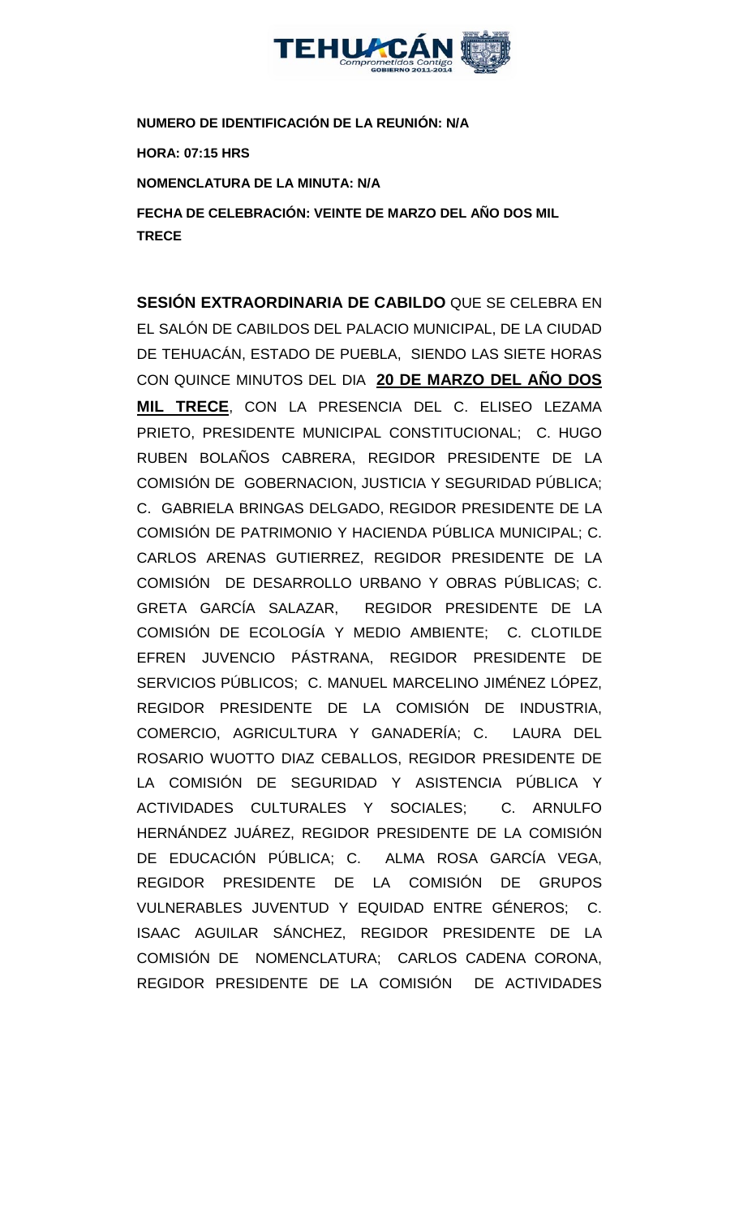**NUMERO DE IDENTIFICACIÓN DE LA REUNIÓN: N/A**

**HORA: 07:15 HRS**

**NOMENCLATURA DE LA MINUTA: N/A**

**FECHA DE CELEBRACIÓN: VEINTE DE MARZO DEL AÑO DOS MIL TRECE**

**SESIÓN EXTRAORDINARIA DE CABILDO** QUE SE CELEBRA EN EL SALÓN DE CABILDOS DEL PALACIO MUNICIPAL, DE LA CIUDAD DE TEHUACÁN, ESTADO DE PUEBLA, SIENDO LAS SIETE HORAS CON QUINCE MINUTOS DEL DIA **20 DE MARZO DEL AÑO DOS MIL TRECE**, CON LA PRESENCIA DEL C. ELISEO LEZAMA PRIETO, PRESIDENTE MUNICIPAL CONSTITUCIONAL; C. HUGO RUBEN BOLAÑOS CABRERA, REGIDOR PRESIDENTE DE LA COMISIÓN DE GOBERNACION, JUSTICIA Y SEGURIDAD PÚBLICA; C. GABRIELA BRINGAS DELGADO, REGIDOR PRESIDENTE DE LA COMISIÓN DE PATRIMONIO Y HACIENDA PÚBLICA MUNICIPAL; C. CARLOS ARENAS GUTIERREZ, REGIDOR PRESIDENTE DE LA COMISIÓN DE DESARROLLO URBANO Y OBRAS PÚBLICAS; C. GRETA GARCÍA SALAZAR, REGIDOR PRESIDENTE DE LA COMISIÓN DE ECOLOGÍA Y MEDIO AMBIENTE; C. CLOTILDE EFREN JUVENCIO PÁSTRANA, REGIDOR PRESIDENTE DE SERVICIOS PÚBLICOS; C. MANUEL MARCELINO JIMÉNEZ LÓPEZ, REGIDOR PRESIDENTE DE LA COMISIÓN DE INDUSTRIA, COMERCIO, AGRICULTURA Y GANADERÍA; C. LAURA DEL ROSARIO WUOTTO DIAZ CEBALLOS, REGIDOR PRESIDENTE DE LA COMISIÓN DE SEGURIDAD Y ASISTENCIA PÚBLICA Y ACTIVIDADES CULTURALES Y SOCIALES; C. ARNULFO HERNÁNDEZ JUÁREZ, REGIDOR PRESIDENTE DE LA COMISIÓN DE EDUCACIÓN PÚBLICA; C. ALMA ROSA GARCÍA VEGA, REGIDOR PRESIDENTE DE LA COMISIÓN DE GRUPOS VULNERABLES JUVENTUD Y EQUIDAD ENTRE GÉNEROS; C. ISAAC AGUILAR SÁNCHEZ, REGIDOR PRESIDENTE DE LA COMISIÓN DE NOMENCLATURA; CARLOS CADENA CORONA, REGIDOR PRESIDENTE DE LA COMISIÓN DE ACTIVIDADES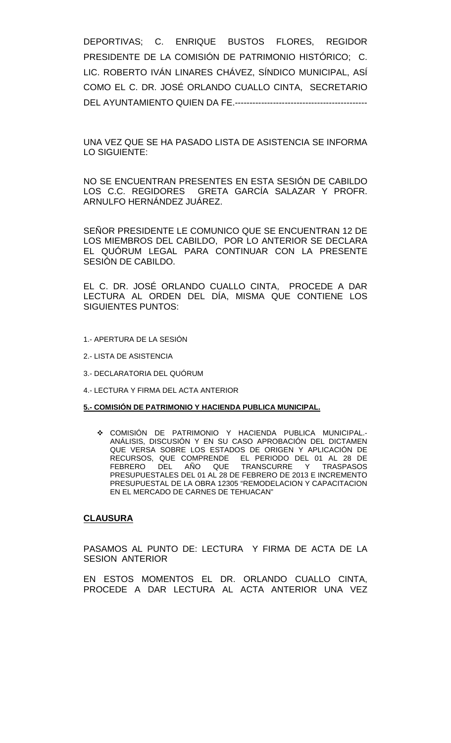DEPORTIVAS; C. ENRIQUE BUSTOS FLORES, REGIDOR PRESIDENTE DE LA COMISIÓN DE PATRIMONIO HISTÓRICO; C. LIC. ROBERTO IVÁN LINARES CHÁVEZ, SÍNDICO MUNICIPAL, ASÍ COMO EL C. DR. JOSÉ ORLANDO CUALLO CINTA, SECRETARIO DEL AYUNTAMIENTO QUIEN DA FE.---------------------------------------------

UNA VEZ QUE SE HA PASADO LISTA DE ASISTENCIA SE INFORMA LO SIGUIENTE:

NO SE ENCUENTRAN PRESENTES EN ESTA SESIÓN DE CABILDO LOS C.C. REGIDORES GRETA GARCÍA SALAZAR Y PROFR. ARNULFO HERNÁNDEZ JUÁREZ.

SEÑOR PRESIDENTE LE COMUNICO QUE SE ENCUENTRAN 12 DE LOS MIEMBROS DEL CABILDO, POR LO ANTERIOR SE DECLARA EL QUÓRUM LEGAL PARA CONTINUAR CON LA PRESENTE SESIÓN DE CABILDO.

EL C. DR. JOSÉ ORLANDO CUALLO CINTA, PROCEDE A DAR LECTURA AL ORDEN DEL DÍA, MISMA QUE CONTIENE LOS SIGUIENTES PUNTOS:

1.- APERTURA DE LA SESIÓN

2.- LISTA DE ASISTENCIA

3.- DECLARATORIA DEL QUÓRUM

4.- LECTURA Y FIRMA DEL ACTA ANTERIOR

**5.- COMISIÓN DE PATRIMONIO Y HACIENDA PUBLICA MUNICIPAL.**

- COMISIÓN DE PATRIMONIO Y HACIENDA PUBLICA MUNICIPAL.- ANÁLISIS, DISCUSIÓN Y EN SU CASO APROBACIÓN DEL DICTAMEN QUE VERSA SOBRE LOS ESTADOS DE ORIGEN Y APLICACIÓN DE RECURSOS, QUE COMPRENDE EL PERIODO DEL 01 AL 28 DE FEBRERO DEL AÑO QUE TRANSCURRE Y TRASPASOS PRESUPUESTALES DEL 01 AL 28 DE FEBRERO DE 2013 E INCREMENTO PRESUPUESTAL DE LA OBRA 12305 "REMODELACION Y CAPACITACION EN EL MERCADO DE CARNES DE TEHUACAN"

**CLAUSURA**

PASAMOS AL PUNTO DE: LECTURA Y FIRMA DE ACTA DE LA SESION ANTERIOR

EN ESTOS MOMENTOS EL DR. ORLANDO CUALLO CINTA, PROCEDE A DAR LECTURA AL ACTA ANTERIOR UNA VEZ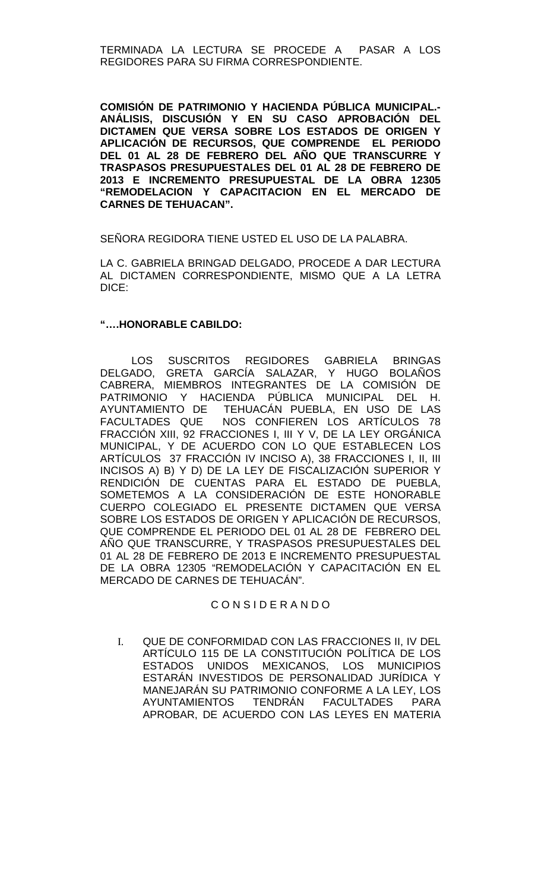TERMINADA LA LECTURA SE PROCEDE A PASAR A LOS REGIDORES PARA SU FIRMA CORRESPONDIENTE.

**COMISIÓN DE PATRIMONIO Y HACIENDA PÚBLICA MUNICIPAL.- ANÁLISIS, DISCUSIÓN Y EN SU CASO APROBACIÓN DEL DICTAMEN QUE VERSA SOBRE LOS ESTADOS DE ORIGEN Y APLICACIÓN DE RECURSOS, QUE COMPRENDE EL PERIODO DEL 01 AL 28 DE FEBRERO DEL AÑO QUE TRANSCURRE Y TRASPASOS PRESUPUESTALES DEL 01 AL 28 DE FEBRERO DE 2013 E INCREMENTO PRESUPUESTAL DE LA OBRA 12305 "REMODELACION Y CAPACITACION EN EL MERCADO DE CARNES DE TEHUACAN".**

SEÑORA REGIDORA TIENE USTED EL USO DE LA PALABRA.

LA C. GABRIELA BRINGAD DELGADO, PROCEDE A DAR LECTURA AL DICTAMEN CORRESPONDIENTE, MISMO QUE A LA LETRA DICE:

**"….HONORABLE CABILDO:**

LOS SUSCRITOS REGIDORES GABRIELA BRINGAS DELGADO, GRETA GARCÍA SALAZAR, Y HUGO BOLAÑOS CABRERA, MIEMBROS INTEGRANTES DE LA COMISIÓN DE PATRIMONIO Y HACIENDA PÚBLICA MUNICIPAL DEL H. AYUNTAMIENTO DE TEHUACÁN PUEBLA, EN USO DE LAS FACULTADES QUE NOS CONFIEREN LOS ARTÍCULOS 78 FRACCIÓN XIII, 92 FRACCIONES I, III Y V, DE LA LEY ORGÁNICA MUNICIPAL, Y DE ACUERDO CON LO QUE ESTABLECEN LOS ARTÍCULOS 37 FRACCIÓN IV INCISO A), 38 FRACCIONES I, II, III INCISOS A) B) Y D) DE LA LEY DE FISCALIZACIÓN SUPERIOR Y RENDICIÓN DE CUENTAS PARA EL ESTADO DE PUEBLA, SOMETEMOS A LA CONSIDERACIÓN DE ESTE HONORABLE CUERPO COLEGIADO EL PRESENTE DICTAMEN QUE VERSA SOBRE LOS ESTADOS DE ORIGEN Y APLICACIÓN DE RECURSOS, QUE COMPRENDE EL PERIODO DEL 01 AL 28 DE FEBRERO DEL AÑO QUE TRANSCURRE, Y TRASPASOS PRESUPUESTALES DEL 01 AL 28 DE FEBRERO DE 2013 E INCREMENTO PRESUPUESTAL DE LA OBRA 12305 "REMODELACIÓN Y CAPACITACIÓN EN EL MERCADO DE CARNES DE TEHUACÁN".

C O N S I D E R A N D O

I. QUE DE CONFORMIDAD CON LAS FRACCIONES II, IV DEL ARTÍCULO 115 DE LA CONSTITUCIÓN POLÍTICA DE LOS ESTADOS UNIDOS MEXICANOS, LOS MUNICIPIOS ESTARÁN INVESTIDOS DE PERSONALIDAD JURÍDICA Y MANEJARÁN SU PATRIMONIO CONFORME A LA LEY, LOS AYUNTAMIENTOS TENDRÁN FACULTADES PARA APROBAR, DE ACUERDO CON LAS LEYES EN MATERIA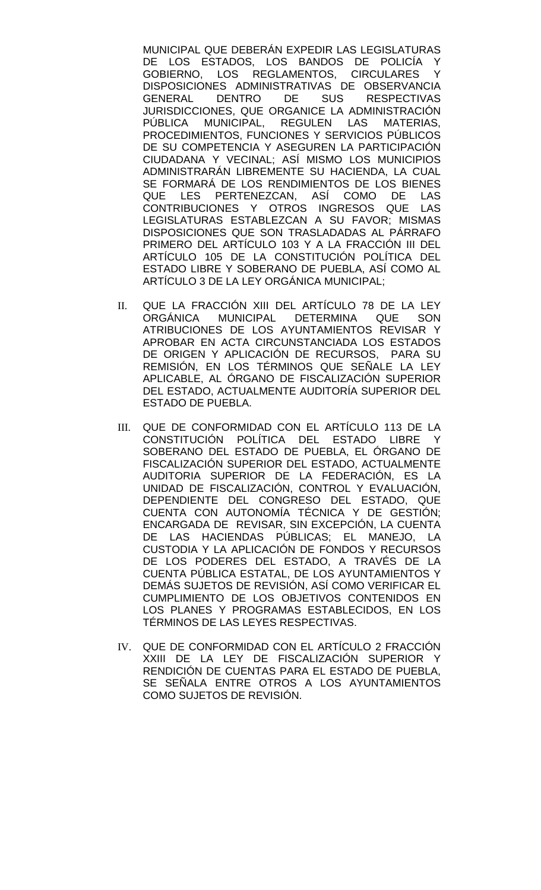MUNICIPAL QUE DEBERÁN EXPEDIR LAS LEGISLATURAS DE LOS ESTADOS, LOS BANDOS DE POLICÍA Y GOBIERNO, LOS REGLAMENTOS, CIRCULARES Y DISPOSICIONES ADMINISTRATIVAS DE OBSERVANCIA GENERAL DENTRO DE SUS RESPECTIVAS JURISDICCIONES, QUE ORGANICE LA ADMINISTRACIÓN PÚBLICA MUNICIPAL, REGULEN LAS MATERIAS, PROCEDIMIENTOS, FUNCIONES Y SERVICIOS PÚBLICOS DE SU COMPETENCIA Y ASEGUREN LA PARTICIPACIÓN CIUDADANA Y VECINAL; ASÍ MISMO LOS MUNICIPIOS ADMINISTRARÁN LIBREMENTE SU HACIENDA, LA CUAL SE FORMARÁ DE LOS RENDIMIENTOS DE LOS BIENES QUE LES PERTENEZCAN, ASÍ COMO DE LAS CONTRIBUCIONES Y OTROS INGRESOS QUE LAS LEGISLATURAS ESTABLEZCAN A SU FAVOR; MISMAS DISPOSICIONES QUE SON TRASLADADAS AL PÁRRAFO PRIMERO DEL ARTÍCULO 103 Y A LA FRACCIÓN III DEL ARTÍCULO 105 DE LA CONSTITUCIÓN POLÍTICA DEL ESTADO LIBRE Y SOBERANO DE PUEBLA, ASÍ COMO AL ARTÍCULO 3 DE LA LEY ORGÁNICA MUNICIPAL;

II. QUE LA FRACCIÓN XIII DEL ARTÍCULO 78 DE LA LEY ORGÁNICA MUNICIPAL DETERMINA QUE SON ATRIBUCIONES DE LOS AYUNTAMIENTOS REVISAR Y APROBAR EN ACTA CIRCUNSTANCIADA LOS ESTADOS DE ORIGEN Y APLICACIÓN DE RECURSOS, PARA SU REMISIÓN, EN LOS TÉRMINOS QUE SEÑALE LA LEY APLICABLE, AL ÓRGANO DE FISCALIZACIÓN SUPERIOR DEL ESTADO, ACTUALMENTE AUDITORÍA SUPERIOR DEL ESTADO DE PUEBLA.

III. QUE DE CONFORMIDAD CON EL ARTÍCULO 113 DE LA CONSTITUCIÓN POLÍTICA DEL ESTADO LIBRE Y SOBERANO DEL ESTADO DE PUEBLA, EL ÓRGANO DE FISCALIZACIÓN SUPERIOR DEL ESTADO, ACTUALMENTE AUDITORIA SUPERIOR DE LA FEDERACIÓN, ES LA UNIDAD DE FISCALIZACIÓN, CONTROL Y EVALUACIÓN, DEPENDIENTE DEL CONGRESO DEL ESTADO, QUE CUENTA CON AUTONOMÍA TÉCNICA Y DE GESTIÓN; ENCARGADA DE REVISAR, SIN EXCEPCIÓN, LA CUENTA DE LAS HACIENDAS PÚBLICAS; EL MANEJO, LA CUSTODIA Y LA APLICACIÓN DE FONDOS Y RECURSOS DE LOS PODERES DEL ESTADO, A TRAVÉS DE LA CUENTA PÚBLICA ESTATAL, DE LOS AYUNTAMIENTOS Y DEMÁS SUJETOS DE REVISIÓN, ASÍ COMO VERIFICAR EL CUMPLIMIENTO DE LOS OBJETIVOS CONTENIDOS EN LOS PLANES Y PROGRAMAS ESTABLECIDOS, EN LOS TÉRMINOS DE LAS LEYES RESPECTIVAS.

IV. QUE DE CONFORMIDAD CON EL ARTÍCULO 2 FRACCIÓN XXIII DE LA LEY DE FISCALIZACIÓN SUPERIOR Y RENDICIÓN DE CUENTAS PARA EL ESTADO DE PUEBLA, SE SEÑALA ENTRE OTROS A LOS AYUNTAMIENTOS COMO SUJETOS DE REVISIÓN.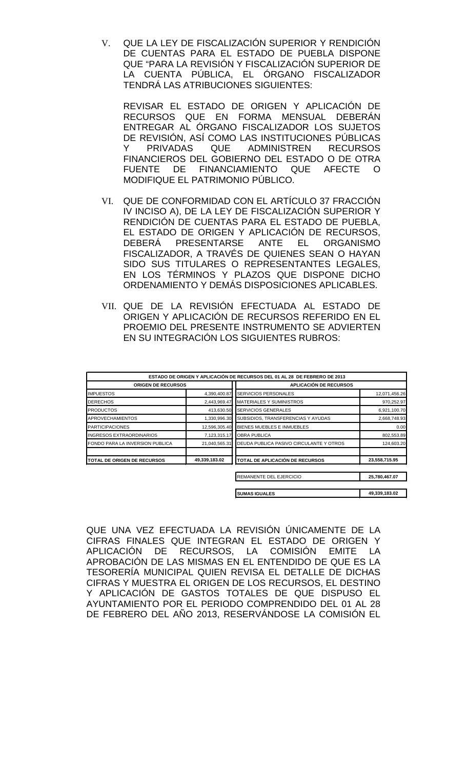V. QUE LA LEY DE FISCALIZACIÓN SUPERIOR Y RENDICIÓN DE CUENTAS PARA EL ESTADO DE PUEBLA DISPONE QUE "PARA LA REVISIÓN Y FISCALIZACIÓN SUPERIOR DE LA CUENTA PÚBLICA, EL ÓRGANO FISCALIZADOR TENDRÁ LAS ATRIBUCIONES SIGUIENTES:

REVISAR EL ESTADO DE ORIGEN Y APLICACIÓN DE RECURSOS QUE EN FORMA MENSUAL DEBERÁN ENTREGAR AL ÓRGANO FISCALIZADOR LOS SUJETOS DE REVISIÓN, ASÍ COMO LAS INSTITUCIONES PÚBLICAS Y PRIVADAS QUE ADMINISTREN RECURSOS FINANCIEROS DEL GOBIERNO DEL ESTADO O DE OTRA FUENTE DE FINANCIAMIENTO QUE AFECTE O MODIFIQUE EL PATRIMONIO PÚBLICO.

VI. QUE DE CONFORMIDAD CON EL ARTÍCULO 37 FRACCIÓN IV INCISO A), DE LA LEY DE FISCALIZACIÓN SUPERIOR Y RENDICIÓN DE CUENTAS PARA EL ESTADO DE PUEBLA, EL ESTADO DE ORIGEN Y APLICACIÓN DE RECURSOS, DEBERÁ PRESENTARSE ANTE EL ORGANISMO FISCALIZADOR, A TRAVÉS DE QUIENES SEAN O HAYAN SIDO SUS TITULARES O REPRESENTANTES LEGALES, EN LOS TÉRMINOS Y PLAZOS QUE DISPONE DICHO ORDENAMIENTO Y DEMÁS DISPOSICIONES APLICABLES.

VII. QUE DE LA REVISIÓN EFECTUADA AL ESTADO DE ORIGEN Y APLICACIÓN DE RECURSOS REFERIDO EN EL PROEMIO DEL PRESENTE INSTRUMENTO SE ADVIERTEN EN SU INTEGRACIÓN LOS SIGUIENTES RUBROS:

| ESTADO DE ORIGEN Y APLICACIÓN DE RECURSOS DEL 01 AL 28 DE FEBRERO DE 2013 | | | |
|---|---|---|---|
| **ORIGEN DE RECURSOS** | | **APLICACIÓN DE RECURSOS** | |
| IMPUESTOS | 4,390,400.87 | SERVICIOS PERSONALES | 12,071,456.26 |
| DERECHOS | 2,443,969.47 | MATERIALES Y SUMINISTROS | 970,252.97 |
| PRODUCTOS | 413,630.50 | SERVICIOS GENERALES | 6,921,100.70 |
| APROVECHAMIENTOS | 1,330,996.30 | SUBSIDIOS, TRANSFERENCIAS Y AYUDAS | 2,668,748.93 |
| PARTICIPACIONES | 12,596,305.40 | BIENES MUEBLES E INMUEBLES | 0.00 |
| INGRESOS EXTRAORDINARIOS | 7,123,315.17 | OBRA PUBLICA | 802,553.89 |
| FONDO PARA LA INVERSION PUBLICA | 21,040,565.31 | DEUDA PUBLICA PASIVO CIRCULANTE Y OTROS | 124,603.20 |
| **TOTAL DE ORIGEN DE RECURSOS** | **49,339,183.02** | **TOTAL DE APLICACIÓN DE RECURSOS** | **23,558,715.95** |
| | | REMANENTE DEL EJERCICIO | **25,780,467.07** |
| | | **SUMAS IGUALES** | **49,339,183.02** |

QUE UNA VEZ EFECTUADA LA REVISIÓN ÚNICAMENTE DE LA CIFRAS FINALES QUE INTEGRAN EL ESTADO DE ORIGEN Y APLICACIÓN DE RECURSOS, LA COMISIÓN EMITE LA APROBACIÓN DE LAS MISMAS EN EL ENTENDIDO DE QUE ES LA TESORERÍA MUNICIPAL QUIEN REVISA EL DETALLE DE DICHAS CIFRAS Y MUESTRA EL ORIGEN DE LOS RECURSOS, EL DESTINO Y APLICACIÓN DE GASTOS TOTALES DE QUE DISPUSO EL AYUNTAMIENTO POR EL PERIODO COMPRENDIDO DEL 01 AL 28 DE FEBRERO DEL AÑO 2013, RESERVÁNDOSE LA COMISIÓN EL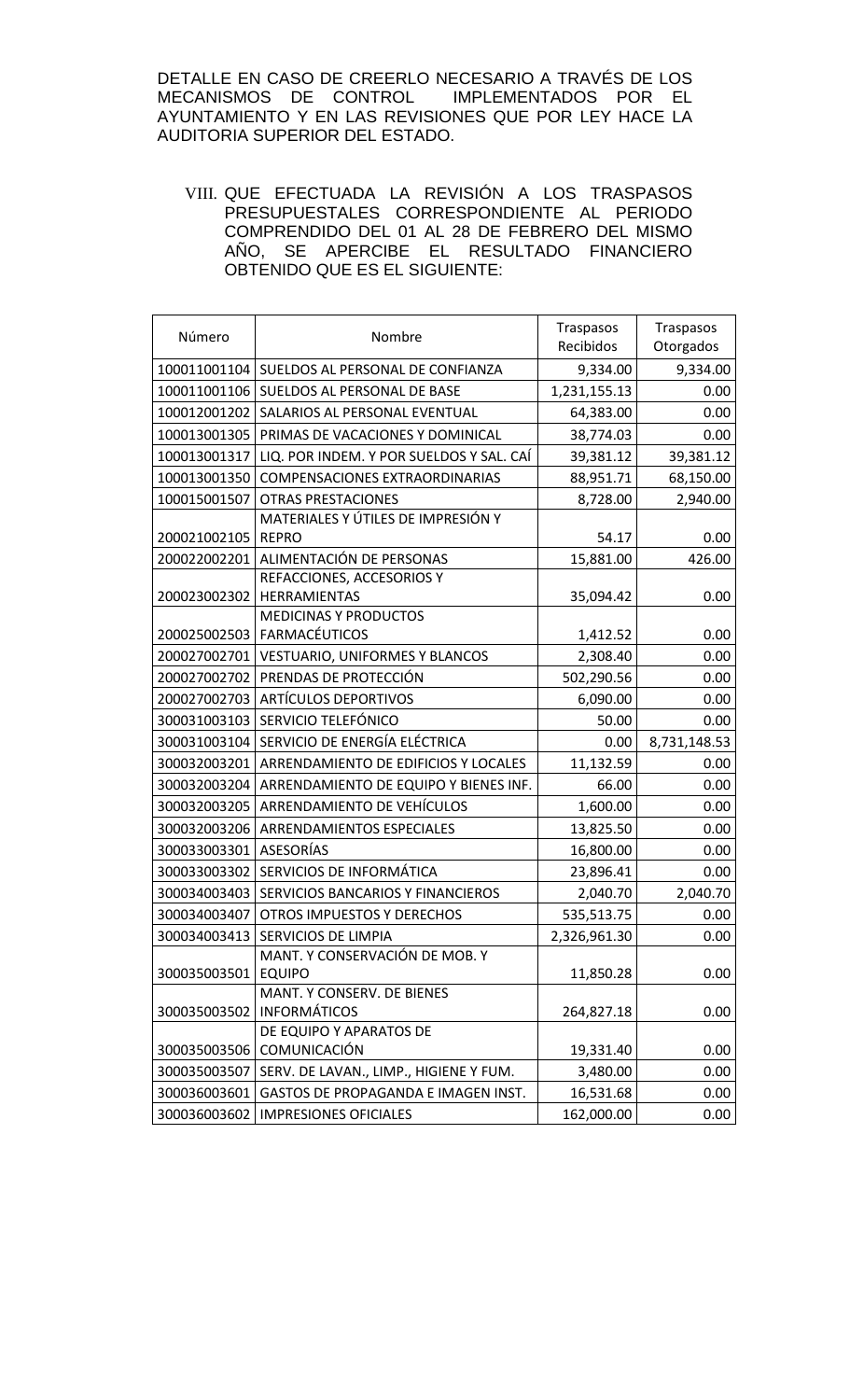DETALLE EN CASO DE CREERLO NECESARIO A TRAVÉS DE LOS MECANISMOS DE CONTROL IMPLEMENTADOS POR EL AYUNTAMIENTO Y EN LAS REVISIONES QUE POR LEY HACE LA AUDITORIA SUPERIOR DEL ESTADO.

VIII. QUE EFECTUADA LA REVISIÓN A LOS TRASPASOS PRESUPUESTALES CORRESPONDIENTE AL PERIODO COMPRENDIDO DEL 01 AL 28 DE FEBRERO DEL MISMO AÑO, SE APERCIBE EL RESULTADO FINANCIERO OBTENIDO QUE ES EL SIGUIENTE:

| Número | Nombre | Traspasos Recibidos | Traspasos Otorgados |
|---|---|---|---|
| 100011001104 | SUELDOS AL PERSONAL DE CONFIANZA | 9,334.00 | 9,334.00 |
| 100011001106 | SUELDOS AL PERSONAL DE BASE | 1,231,155.13 | 0.00 |
| 100012001202 | SALARIOS AL PERSONAL EVENTUAL | 64,383.00 | 0.00 |
| 100013001305 | PRIMAS DE VACACIONES Y DOMINICAL | 38,774.03 | 0.00 |
| 100013001317 | LIQ. POR INDEM. Y POR SUELDOS Y SAL. CAÍ | 39,381.12 | 39,381.12 |
| 100013001350 | COMPENSACIONES EXTRAORDINARIAS | 88,951.71 | 68,150.00 |
| 100015001507 | OTRAS PRESTACIONES | 8,728.00 | 2,940.00 |
| 200021002105 | MATERIALES Y ÚTILES DE IMPRESIÓN Y REPRO | 54.17 | 0.00 |
| 200022002201 | ALIMENTACIÓN DE PERSONAS | 15,881.00 | 426.00 |
| 200023002302 | REFACCIONES, ACCESORIOS Y HERRAMIENTAS | 35,094.42 | 0.00 |
| 200025002503 | MEDICINAS Y PRODUCTOS FARMACÉUTICOS | 1,412.52 | 0.00 |
| 200027002701 | VESTUARIO, UNIFORMES Y BLANCOS | 2,308.40 | 0.00 |
| 200027002702 | PRENDAS DE PROTECCIÓN | 502,290.56 | 0.00 |
| 200027002703 | ARTÍCULOS DEPORTIVOS | 6,090.00 | 0.00 |
| 300031003103 | SERVICIO TELEFÓNICO | 50.00 | 0.00 |
| 300031003104 | SERVICIO DE ENERGÍA ELÉCTRICA | 0.00 | 8,731,148.53 |
| 300032003201 | ARRENDAMIENTO DE EDIFICIOS Y LOCALES | 11,132.59 | 0.00 |
| 300032003204 | ARRENDAMIENTO DE EQUIPO Y BIENES INF. | 66.00 | 0.00 |
| 300032003205 | ARRENDAMIENTO DE VEHÍCULOS | 1,600.00 | 0.00 |
| 300032003206 | ARRENDAMIENTOS ESPECIALES | 13,825.50 | 0.00 |
| 300033003301 | ASESORÍAS | 16,800.00 | 0.00 |
| 300033003302 | SERVICIOS DE INFORMÁTICA | 23,896.41 | 0.00 |
| 300034003403 | SERVICIOS BANCARIOS Y FINANCIEROS | 2,040.70 | 2,040.70 |
| 300034003407 | OTROS IMPUESTOS Y DERECHOS | 535,513.75 | 0.00 |
| 300034003413 | SERVICIOS DE LIMPIA | 2,326,961.30 | 0.00 |
| 300035003501 | MANT. Y CONSERVACIÓN DE MOB. Y EQUIPO | 11,850.28 | 0.00 |
| 300035003502 | MANT. Y CONSERV. DE BIENES INFORMÁTICOS | 264,827.18 | 0.00 |
| 300035003506 | DE EQUIPO Y APARATOS DE COMUNICACIÓN | 19,331.40 | 0.00 |
| 300035003507 | SERV. DE LAVAN., LIMP., HIGIENE Y FUM. | 3,480.00 | 0.00 |
| 300036003601 | GASTOS DE PROPAGANDA E IMAGEN INST. | 16,531.68 | 0.00 |
| 300036003602 | IMPRESIONES OFICIALES | 162,000.00 | 0.00 |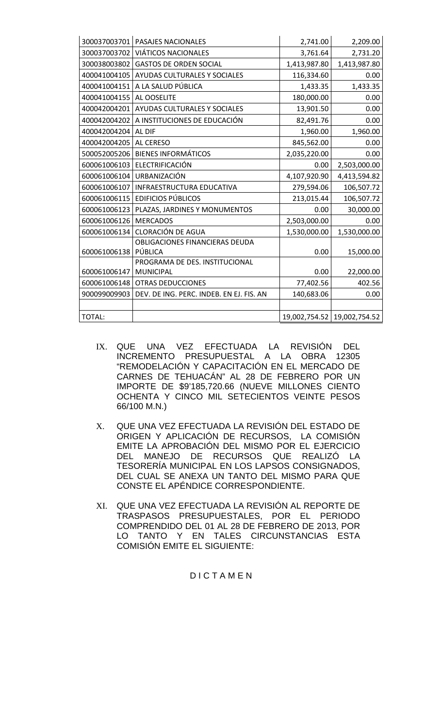| | | | |
|---|---|---|---|
| 300037003701 | PASAJES NACIONALES | 2,741.00 | 2,209.00 |
| 300037003702 | VIÁTICOS NACIONALES | 3,761.64 | 2,731.20 |
| 300038003802 | GASTOS DE ORDEN SOCIAL | 1,413,987.80 | 1,413,987.80 |
| 400041004105 | AYUDAS CULTURALES Y SOCIALES | 116,334.60 | 0.00 |
| 400041004151 | A LA SALUD PÚBLICA | 1,433.35 | 1,433.35 |
| 400041004155 | AL OOSELITE | 180,000.00 | 0.00 |
| 400042004201 | AYUDAS CULTURALES Y SOCIALES | 13,901.50 | 0.00 |
| 400042004202 | A INSTITUCIONES DE EDUCACIÓN | 82,491.76 | 0.00 |
| 400042004204 | AL DIF | 1,960.00 | 1,960.00 |
| 400042004205 | AL CERESO | 845,562.00 | 0.00 |
| 500052005206 | BIENES INFORMÁTICOS | 2,035,220.00 | 0.00 |
| 600061006103 | ELECTRIFICACIÓN | 0.00 | 2,503,000.00 |
| 600061006104 | URBANIZACIÓN | 4,107,920.90 | 4,413,594.82 |
| 600061006107 | INFRAESTRUCTURA EDUCATIVA | 279,594.06 | 106,507.72 |
| 600061006115 | EDIFICIOS PÚBLICOS | 213,015.44 | 106,507.72 |
| 600061006123 | PLAZAS, JARDINES Y MONUMENTOS | 0.00 | 30,000.00 |
| 600061006126 | MERCADOS | 2,503,000.00 | 0.00 |
| 600061006134 | CLORACIÓN DE AGUA | 1,530,000.00 | 1,530,000.00 |
| 600061006138 | OBLIGACIONES FINANCIERAS DEUDA PÚBLICA | 0.00 | 15,000.00 |
| 600061006147 | PROGRAMA DE DES. INSTITUCIONAL MUNICIPAL | 0.00 | 22,000.00 |
| 600061006148 | OTRAS DEDUCCIONES | 77,402.56 | 402.56 |
| 900099009903 | DEV. DE ING. PERC. INDEB. EN EJ. FIS. AN | 140,683.06 | 0.00 |
| | | | |
| TOTAL: | | 19,002,754.52 | 19,002,754.52 |

IX. QUE UNA VEZ EFECTUADA LA REVISIÓN DEL INCREMENTO PRESUPUESTAL A LA OBRA 12305 "REMODELACIÓN Y CAPACITACIÓN EN EL MERCADO DE CARNES DE TEHUACÁN" AL 28 DE FEBRERO POR UN IMPORTE DE $9'185,720.66 (NUEVE MILLONES CIENTO OCHENTA Y CINCO MIL SETECIENTOS VEINTE PESOS 66/100 M.N.)

X. QUE UNA VEZ EFECTUADA LA REVISIÓN DEL ESTADO DE ORIGEN Y APLICACIÓN DE RECURSOS, LA COMISIÓN EMITE LA APROBACIÓN DEL MISMO POR EL EJERCICIO DEL MANEJO DE RECURSOS QUE REALIZÓ LA TESORERÍA MUNICIPAL EN LOS LAPSOS CONSIGNADOS, DEL CUAL SE ANEXA UN TANTO DEL MISMO PARA QUE CONSTE EL APÉNDICE CORRESPONDIENTE.

XI. QUE UNA VEZ EFECTUADA LA REVISIÓN AL REPORTE DE TRASPASOS PRESUPUESTALES, POR EL PERIODO COMPRENDIDO DEL 01 AL 28 DE FEBRERO DE 2013, POR LO TANTO Y EN TALES CIRCUNSTANCIAS ESTA COMISIÓN EMITE EL SIGUIENTE:

D I C T A M E N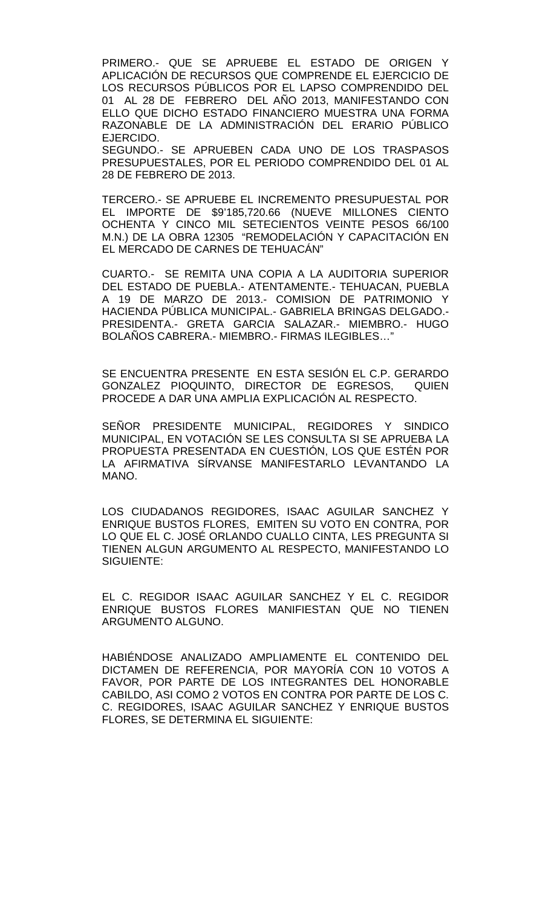PRIMERO.- QUE SE APRUEBE EL ESTADO DE ORIGEN Y APLICACIÓN DE RECURSOS QUE COMPRENDE EL EJERCICIO DE LOS RECURSOS PÚBLICOS POR EL LAPSO COMPRENDIDO DEL 01 AL 28 DE FEBRERO DEL AÑO 2013, MANIFESTANDO CON ELLO QUE DICHO ESTADO FINANCIERO MUESTRA UNA FORMA RAZONABLE DE LA ADMINISTRACIÓN DEL ERARIO PÚBLICO EJERCIDO.

SEGUNDO.- SE APRUEBEN CADA UNO DE LOS TRASPASOS PRESUPUESTALES, POR EL PERIODO COMPRENDIDO DEL 01 AL 28 DE FEBRERO DE 2013.

TERCERO.- SE APRUEBE EL INCREMENTO PRESUPUESTAL POR EL IMPORTE DE $9'185,720.66 (NUEVE MILLONES CIENTO OCHENTA Y CINCO MIL SETECIENTOS VEINTE PESOS 66/100 M.N.) DE LA OBRA 12305 "REMODELACIÓN Y CAPACITACIÓN EN EL MERCADO DE CARNES DE TEHUACÁN"

CUARTO.- SE REMITA UNA COPIA A LA AUDITORIA SUPERIOR DEL ESTADO DE PUEBLA.- ATENTAMENTE.- TEHUACAN, PUEBLA A 19 DE MARZO DE 2013.- COMISION DE PATRIMONIO Y HACIENDA PÚBLICA MUNICIPAL.- GABRIELA BRINGAS DELGADO.- PRESIDENTA.- GRETA GARCIA SALAZAR.- MIEMBRO.- HUGO BOLAÑOS CABRERA.- MIEMBRO.- FIRMAS ILEGIBLES…"

SE ENCUENTRA PRESENTE EN ESTA SESIÓN EL C.P. GERARDO GONZALEZ PIOQUINTO, DIRECTOR DE EGRESOS, QUIEN PROCEDE A DAR UNA AMPLIA EXPLICACIÓN AL RESPECTO.

SEÑOR PRESIDENTE MUNICIPAL, REGIDORES Y SINDICO MUNICIPAL, EN VOTACIÓN SE LES CONSULTA SI SE APRUEBA LA PROPUESTA PRESENTADA EN CUESTIÓN, LOS QUE ESTÉN POR LA AFIRMATIVA SÍRVANSE MANIFESTARLO LEVANTANDO LA MANO.

LOS CIUDADANOS REGIDORES, ISAAC AGUILAR SANCHEZ Y ENRIQUE BUSTOS FLORES, EMITEN SU VOTO EN CONTRA, POR LO QUE EL C. JOSÉ ORLANDO CUALLO CINTA, LES PREGUNTA SI TIENEN ALGUN ARGUMENTO AL RESPECTO, MANIFESTANDO LO SIGUIENTE:

EL C. REGIDOR ISAAC AGUILAR SANCHEZ Y EL C. REGIDOR ENRIQUE BUSTOS FLORES MANIFIESTAN QUE NO TIENEN ARGUMENTO ALGUNO.

HABIÉNDOSE ANALIZADO AMPLIAMENTE EL CONTENIDO DEL DICTAMEN DE REFERENCIA, POR MAYORÍA CON 10 VOTOS A FAVOR, POR PARTE DE LOS INTEGRANTES DEL HONORABLE CABILDO, ASI COMO 2 VOTOS EN CONTRA POR PARTE DE LOS C. C. REGIDORES, ISAAC AGUILAR SANCHEZ Y ENRIQUE BUSTOS FLORES, SE DETERMINA EL SIGUIENTE: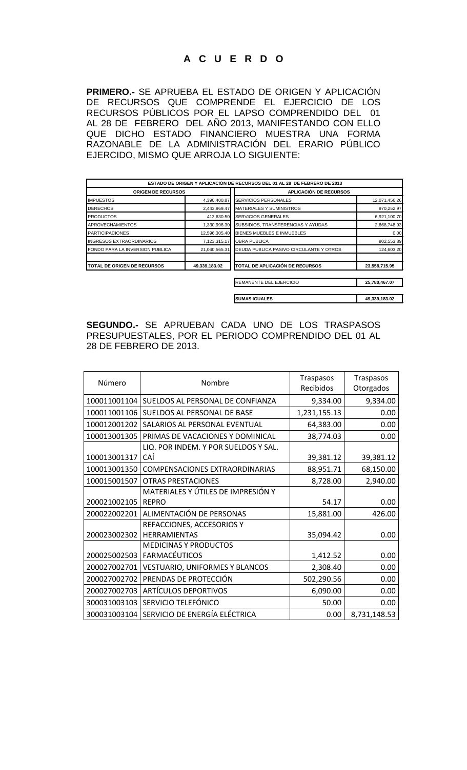# A C U E R D O

**PRIMERO.-** SE APRUEBA EL ESTADO DE ORIGEN Y APLICACIÓN DE RECURSOS QUE COMPRENDE EL EJERCICIO DE LOS RECURSOS PÚBLICOS POR EL LAPSO COMPRENDIDO DEL 01 AL 28 DE FEBRERO DEL AÑO 2013, MANIFESTANDO CON ELLO QUE DICHO ESTADO FINANCIERO MUESTRA UNA FORMA RAZONABLE DE LA ADMINISTRACIÓN DEL ERARIO PÚBLICO EJERCIDO, MISMO QUE ARROJA LO SIGUIENTE:

| ESTADO DE ORIGEN Y APLICACIÓN DE RECURSOS DEL 01 AL 28 DE FEBRERO DE 2013 | | | |
|---|---|---|---|
| **ORIGEN DE RECURSOS** | | **APLICACIÓN DE RECURSOS** | |
| IMPUESTOS | 4,390,400.87 | SERVICIOS PERSONALES | 12,071,456.26 |
| DERECHOS | 2,443,969.47 | MATERIALES Y SUMINISTROS | 970,252.97 |
| PRODUCTOS | 413,630.50 | SERVICIOS GENERALES | 6,921,100.70 |
| APROVECHAMIENTOS | 1,330,996.30 | SUBSIDIOS, TRANSFERENCIAS Y AYUDAS | 2,668,748.93 |
| PARTICIPACIONES | 12,596,305.40 | BIENES MUEBLES E INMUEBLES | 0.00 |
| INGRESOS EXTRAORDINARIOS | 7,123,315.17 | OBRA PUBLICA | 802,553.89 |
| FONDO PARA LA INVERSION PUBLICA | 21,040,565.31 | DEUDA PUBLICA PASIVO CIRCULANTE Y OTROS | 124,603.20 |
| **TOTAL DE ORIGEN DE RECURSOS** | **49,339,183.02** | **TOTAL DE APLICACIÓN DE RECURSOS** | **23,558,715.95** |
| | | REMANENTE DEL EJERCICIO | **25,780,467.07** |
| | | **SUMAS IGUALES** | **49,339,183.02** |

**SEGUNDO.-** SE APRUEBAN CADA UNO DE LOS TRASPASOS PRESUPUESTALES, POR EL PERIODO COMPRENDIDO DEL 01 AL 28 DE FEBRERO DE 2013.

| Número | Nombre | Traspasos Recibidos | Traspasos Otorgados |
|---|---|---|---|
| 100011001104 | SUELDOS AL PERSONAL DE CONFIANZA | 9,334.00 | 9,334.00 |
| 100011001106 | SUELDOS AL PERSONAL DE BASE | 1,231,155.13 | 0.00 |
| 100012001202 | SALARIOS AL PERSONAL EVENTUAL | 64,383.00 | 0.00 |
| 100013001305 | PRIMAS DE VACACIONES Y DOMINICAL | 38,774.03 | 0.00 |
| 100013001317 | LIQ. POR INDEM. Y POR SUELDOS Y SAL. CAÍ | 39,381.12 | 39,381.12 |
| 100013001350 | COMPENSACIONES EXTRAORDINARIAS | 88,951.71 | 68,150.00 |
| 100015001507 | OTRAS PRESTACIONES | 8,728.00 | 2,940.00 |
| 200021002105 | MATERIALES Y ÚTILES DE IMPRESIÓN Y REPRO | 54.17 | 0.00 |
| 200022002201 | ALIMENTACIÓN DE PERSONAS | 15,881.00 | 426.00 |
| 200023002302 | REFACCIONES, ACCESORIOS Y HERRAMIENTAS | 35,094.42 | 0.00 |
| 200025002503 | MEDICINAS Y PRODUCTOS FARMACÉUTICOS | 1,412.52 | 0.00 |
| 200027002701 | VESTUARIO, UNIFORMES Y BLANCOS | 2,308.40 | 0.00 |
| 200027002702 | PRENDAS DE PROTECCIÓN | 502,290.56 | 0.00 |
| 200027002703 | ARTÍCULOS DEPORTIVOS | 6,090.00 | 0.00 |
| 300031003103 | SERVICIO TELEFÓNICO | 50.00 | 0.00 |
| 300031003104 | SERVICIO DE ENERGÍA ELÉCTRICA | 0.00 | 8,731,148.53 |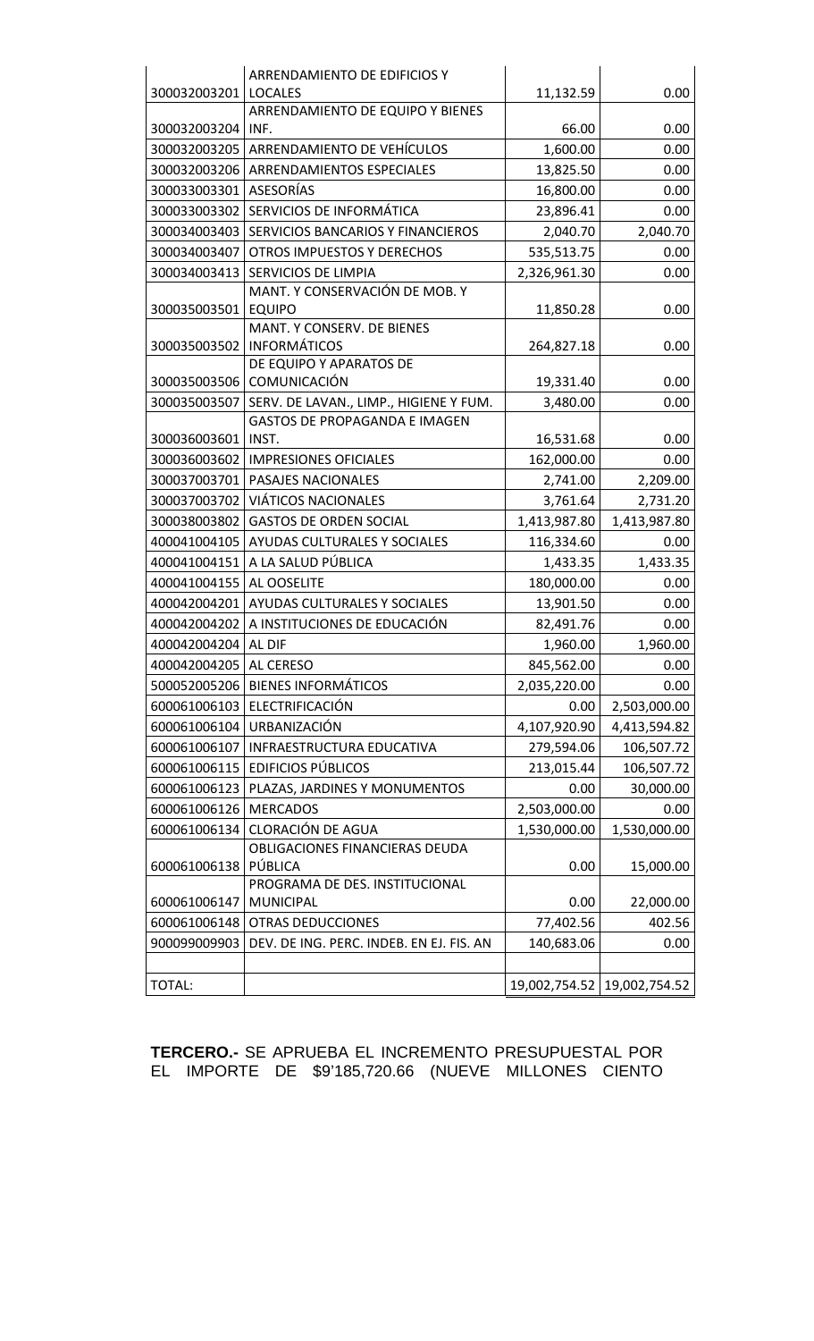| | | | |
|---|---|---|---|
| 300032003201 | ARRENDAMIENTO DE EDIFICIOS Y LOCALES | 11,132.59 | 0.00 |
| 300032003204 | ARRENDAMIENTO DE EQUIPO Y BIENES INF. | 66.00 | 0.00 |
| 300032003205 | ARRENDAMIENTO DE VEHÍCULOS | 1,600.00 | 0.00 |
| 300032003206 | ARRENDAMIENTOS ESPECIALES | 13,825.50 | 0.00 |
| 300033003301 | ASESORÍAS | 16,800.00 | 0.00 |
| 300033003302 | SERVICIOS DE INFORMÁTICA | 23,896.41 | 0.00 |
| 300034003403 | SERVICIOS BANCARIOS Y FINANCIEROS | 2,040.70 | 2,040.70 |
| 300034003407 | OTROS IMPUESTOS Y DERECHOS | 535,513.75 | 0.00 |
| 300034003413 | SERVICIOS DE LIMPIA | 2,326,961.30 | 0.00 |
| 300035003501 | MANT. Y CONSERVACIÓN DE MOB. Y EQUIPO | 11,850.28 | 0.00 |
| 300035003502 | MANT. Y CONSERV. DE BIENES INFORMÁTICOS | 264,827.18 | 0.00 |
| 300035003506 | DE EQUIPO Y APARATOS DE COMUNICACIÓN | 19,331.40 | 0.00 |
| 300035003507 | SERV. DE LAVAN., LIMP., HIGIENE Y FUM. | 3,480.00 | 0.00 |
| 300036003601 | GASTOS DE PROPAGANDA E IMAGEN INST. | 16,531.68 | 0.00 |
| 300036003602 | IMPRESIONES OFICIALES | 162,000.00 | 0.00 |
| 300037003701 | PASAJES NACIONALES | 2,741.00 | 2,209.00 |
| 300037003702 | VIÁTICOS NACIONALES | 3,761.64 | 2,731.20 |
| 300038003802 | GASTOS DE ORDEN SOCIAL | 1,413,987.80 | 1,413,987.80 |
| 400041004105 | AYUDAS CULTURALES Y SOCIALES | 116,334.60 | 0.00 |
| 400041004151 | A LA SALUD PÚBLICA | 1,433.35 | 1,433.35 |
| 400041004155 | AL OOSELITE | 180,000.00 | 0.00 |
| 400042004201 | AYUDAS CULTURALES Y SOCIALES | 13,901.50 | 0.00 |
| 400042004202 | A INSTITUCIONES DE EDUCACIÓN | 82,491.76 | 0.00 |
| 400042004204 | AL DIF | 1,960.00 | 1,960.00 |
| 400042004205 | AL CERESO | 845,562.00 | 0.00 |
| 500052005206 | BIENES INFORMÁTICOS | 2,035,220.00 | 0.00 |
| 600061006103 | ELECTRIFICACIÓN | 0.00 | 2,503,000.00 |
| 600061006104 | URBANIZACIÓN | 4,107,920.90 | 4,413,594.82 |
| 600061006107 | INFRAESTRUCTURA EDUCATIVA | 279,594.06 | 106,507.72 |
| 600061006115 | EDIFICIOS PÚBLICOS | 213,015.44 | 106,507.72 |
| 600061006123 | PLAZAS, JARDINES Y MONUMENTOS | 0.00 | 30,000.00 |
| 600061006126 | MERCADOS | 2,503,000.00 | 0.00 |
| 600061006134 | CLORACIÓN DE AGUA | 1,530,000.00 | 1,530,000.00 |
| 600061006138 | OBLIGACIONES FINANCIERAS DEUDA PÚBLICA | 0.00 | 15,000.00 |
| 600061006147 | PROGRAMA DE DES. INSTITUCIONAL MUNICIPAL | 0.00 | 22,000.00 |
| 600061006148 | OTRAS DEDUCCIONES | 77,402.56 | 402.56 |
| 900099009903 | DEV. DE ING. PERC. INDEB. EN EJ. FIS. AN | 140,683.06 | 0.00 |
| | | | |
| TOTAL: | | 19,002,754.52 | 19,002,754.52 |

**TERCERO.-** SE APRUEBA EL INCREMENTO PRESUPUESTAL POR EL IMPORTE DE $9'185,720.66 (NUEVE MILLONES CIENTO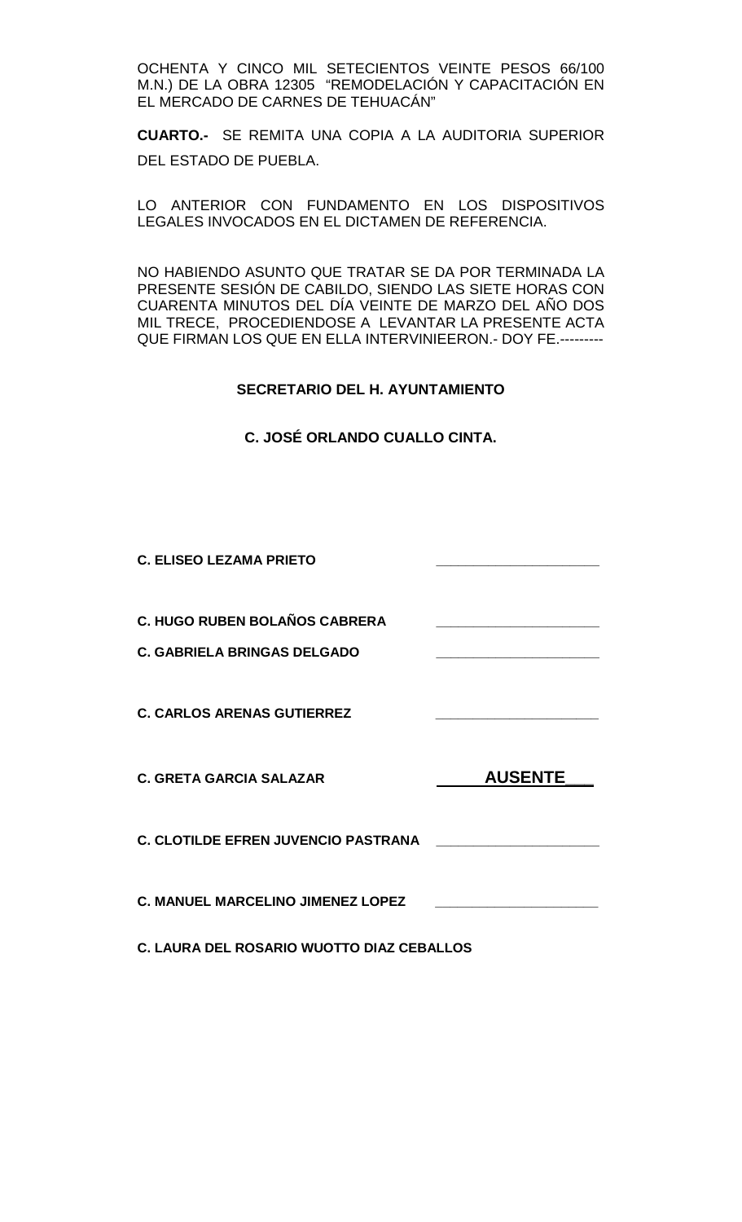OCHENTA Y CINCO MIL SETECIENTOS VEINTE PESOS 66/100 M.N.) DE LA OBRA 12305 "REMODELACIÓN Y CAPACITACIÓN EN EL MERCADO DE CARNES DE TEHUACÁN"

**CUARTO.-** SE REMITA UNA COPIA A LA AUDITORIA SUPERIOR DEL ESTADO DE PUEBLA.

LO ANTERIOR CON FUNDAMENTO EN LOS DISPOSITIVOS LEGALES INVOCADOS EN EL DICTAMEN DE REFERENCIA.

NO HABIENDO ASUNTO QUE TRATAR SE DA POR TERMINADA LA PRESENTE SESIÓN DE CABILDO, SIENDO LAS SIETE HORAS CON CUARENTA MINUTOS DEL DÍA VEINTE DE MARZO DEL AÑO DOS MIL TRECE, PROCEDIENDOSE A LEVANTAR LA PRESENTE ACTA QUE FIRMAN LOS QUE EN ELLA INTERVINIEERON.- DOY FE.---------

**SECRETARIO DEL H. AYUNTAMIENTO**

**C. JOSÉ ORLANDO CUALLO CINTA.**

**C. ELISEO LEZAMA PRIETO** \_\_\_\_\_\_\_\_\_\_\_\_\_\_\_\_\_\_\_\_\_

**C. HUGO RUBEN BOLAÑOS CABRERA** \_\_\_\_\_\_\_\_\_\_\_\_\_\_\_\_\_\_\_\_\_

**C. GABRIELA BRINGAS DELGADO** \_\_\_\_\_\_\_\_\_\_\_\_\_\_\_\_\_\_\_\_\_

**C. CARLOS ARENAS GUTIERREZ** \_\_\_\_\_\_\_\_\_\_\_\_\_\_\_\_\_\_\_\_\_

**C. GRETA GARCIA SALAZAR** **AUSENTE**

**C. CLOTILDE EFREN JUVENCIO PASTRANA** \_\_\_\_\_\_\_\_\_\_\_\_\_\_\_\_\_\_\_\_\_

**C. MANUEL MARCELINO JIMENEZ LOPEZ** \_\_\_\_\_\_\_\_\_\_\_\_\_\_\_\_\_\_\_\_\_

**C. LAURA DEL ROSARIO WUOTTO DIAZ CEBALLOS**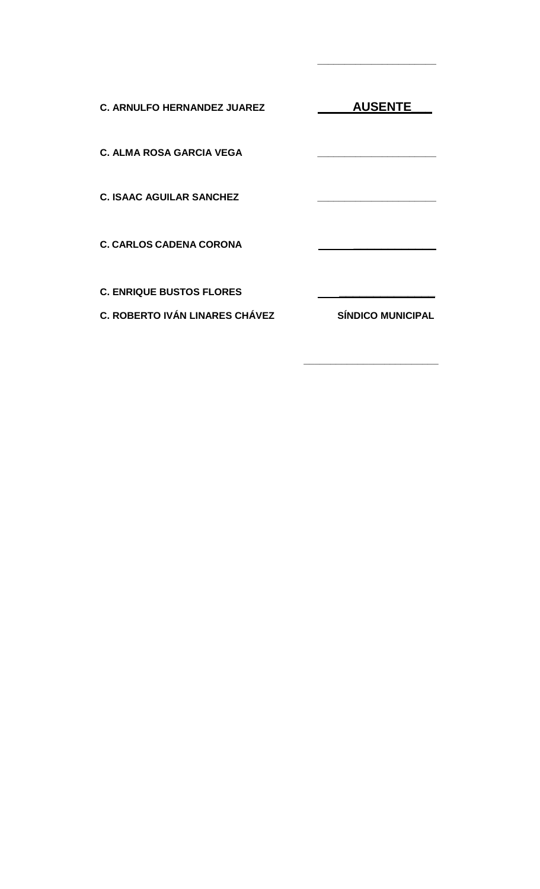**C. ARNULFO HERNANDEZ JUAREZ** **AUSENTE**

**C. ALMA ROSA GARCIA VEGA** ____________________

**C. ISAAC AGUILAR SANCHEZ** ____________________

**C. CARLOS CADENA CORONA** ____________________

**C. ENRIQUE BUSTOS FLORES** ____________________

**C. ROBERTO IVÁN LINARES CHÁVEZ** **SÍNDICO MUNICIPAL**

____________________